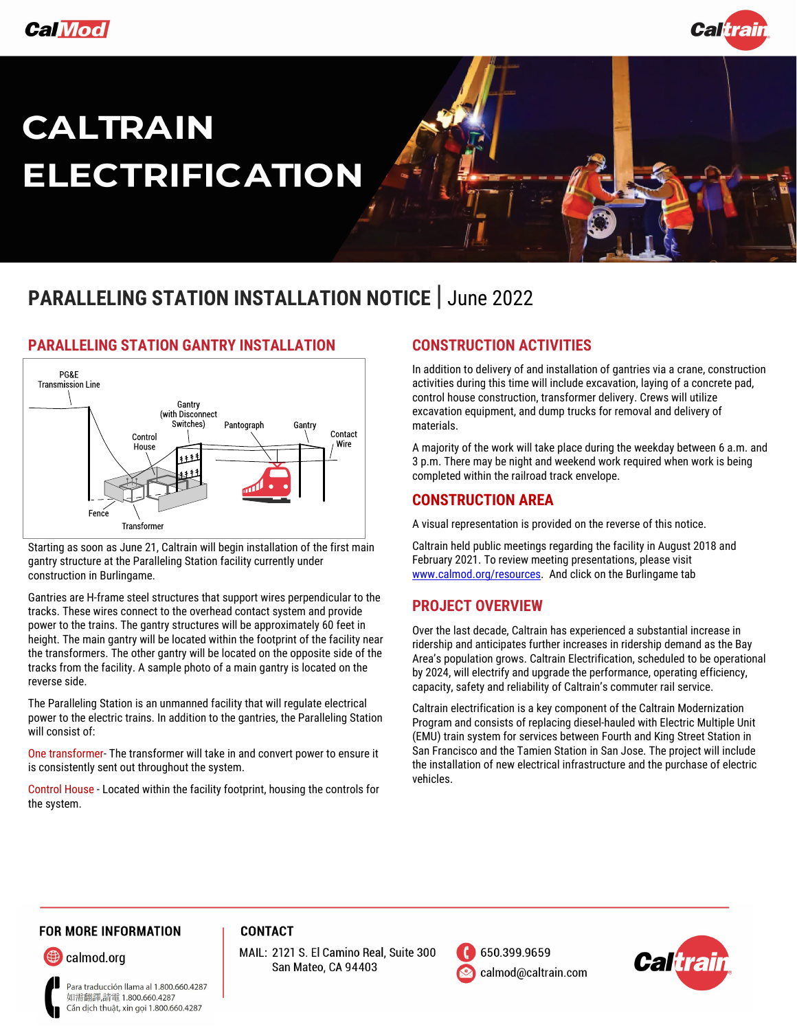# CALTRAIN ELECTRIFICATION

## PARALLELING STATION INSTALLATION NOTICE | June 2022

### PARALLELING STATION GANTRY INSTALLATION

PG&E Transmission Line
Gantry (with Disconnect Switches)
Pantograph
Gantry
Control House
Contact Wire
Fence
Transformer

Starting as soon as June 21, Caltrain will begin installation of the first main gantry structure at the Paralleling Station facility currently under construction in Burlingame.

Gantries are H-frame steel structures that support wires perpendicular to the tracks. These wires connect to the overhead contact system and provide power to the trains. The gantry structures will be approximately 60 feet in height. The main gantry will be located within the footprint of the facility near the transformers. The other gantry will be located on the opposite side of the tracks from the facility. A sample photo of a main gantry is located on the reverse side.

The Paralleling Station is an unmanned facility that will regulate electrical power to the electric trains. In addition to the gantries, the Paralleling Station will consist of:

One transformer- The transformer will take in and convert power to ensure it is consistently sent out throughout the system.

Control House - Located within the facility footprint, housing the controls for the system.

### CONSTRUCTION ACTIVITIES

In addition to delivery of and installation of gantries via a crane, construction activities during this time will include excavation, laying of a concrete pad, control house construction, transformer delivery. Crews will utilize excavation equipment, and dump trucks for removal and delivery of materials.

A majority of the work will take place during the weekday between 6 a.m. and 3 p.m. There may be night and weekend work required when work is being completed within the railroad track envelope.

### CONSTRUCTION AREA

A visual representation is provided on the reverse of this notice.

Caltrain held public meetings regarding the facility in August 2018 and February 2021. To review meeting presentations, please visit www.calmod.org/resources. And click on the Burlingame tab

### PROJECT OVERVIEW

Over the last decade, Caltrain has experienced a substantial increase in ridership and anticipates further increases in ridership demand as the Bay Area's population grows. Caltrain Electrification, scheduled to be operational by 2024, will electrify and upgrade the performance, operating efficiency, capacity, safety and reliability of Caltrain's commuter rail service.

Caltrain electrification is a key component of the Caltrain Modernization Program and consists of replacing diesel-hauled with Electric Multiple Unit (EMU) train system for services between Fourth and King Street Station in San Francisco and the Tamien Station in San Jose. The project will include the installation of new electrical infrastructure and the purchase of electric vehicles.

---

**FOR MORE INFORMATION**

calmod.org

Para traducción llama al 1.800.660.4287
如需翻譯,請電 1.800.660.4287
Cần dịch thuật, xin gọi 1.800.660.4287

**CONTACT**

MAIL: 2121 S. El Camino Real, Suite 300
San Mateo, CA 94403

650.399.9659
calmod@caltrain.com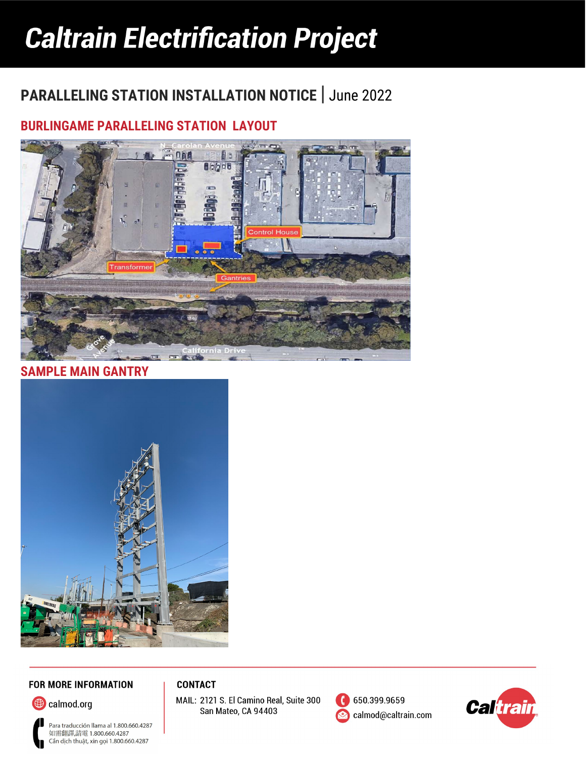# Caltrain Electrification Project

## PARALLELING STATION INSTALLATION NOTICE | June 2022

### BURLINGAME PARALLELING STATION LAYOUT

N. Carolan Avenue

Control House

Transformer

Gantries

Grove Avenue

California Drive

### SAMPLE MAIN GANTRY

**FOR MORE INFORMATION**

calmod.org

Para traducción llama al 1.800.660.4287
如需翻譯,請電 1.800.660.4287
Cần dịch thuật, xin gọi 1.800.660.4287

**CONTACT**

MAIL: 2121 S. El Camino Real, Suite 300
San Mateo, CA 94403

650.399.9659

calmod@caltrain.com

Caltrain